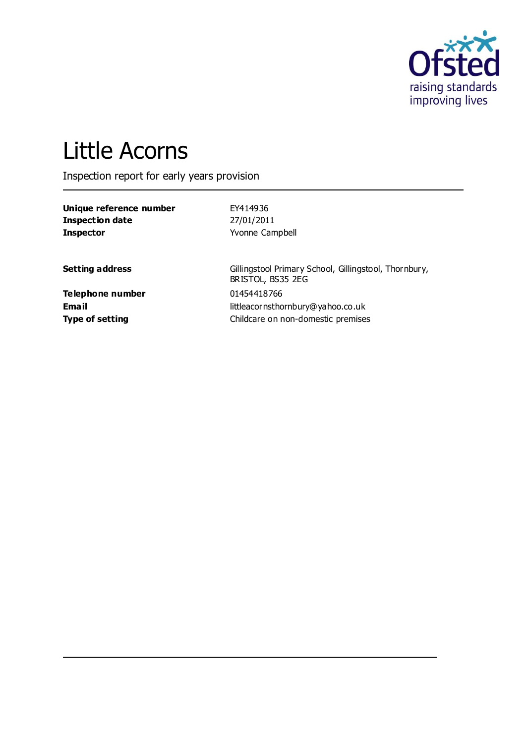# Little Acorns

Inspection report for early years provision

| | |
|---|---|
| **Unique reference number** | EY414936 |
| **Inspection date** | 27/01/2011 |
| **Inspector** | Yvonne Campbell |

| | |
|---|---|
| **Setting address** | Gillingstool Primary School, Gillingstool, Thornbury, BRISTOL, BS35 2EG |
| **Telephone number** | 01454418766 |
| **Email** | littleacornsthornbury@yahoo.co.uk |
| **Type of setting** | Childcare on non-domestic premises |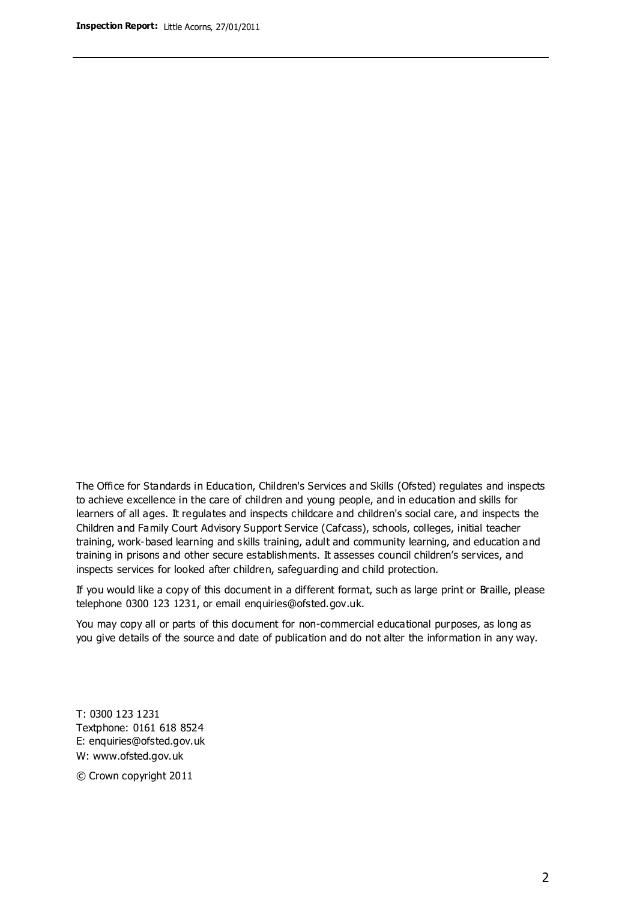The Office for Standards in Education, Children's Services and Skills (Ofsted) regulates and inspects to achieve excellence in the care of children and young people, and in education and skills for learners of all ages. It regulates and inspects childcare and children's social care, and inspects the Children and Family Court Advisory Support Service (Cafcass), schools, colleges, initial teacher training, work-based learning and skills training, adult and community learning, and education and training in prisons and other secure establishments. It assesses council children's services, and inspects services for looked after children, safeguarding and child protection.

If you would like a copy of this document in a different format, such as large print or Braille, please telephone 0300 123 1231, or email enquiries@ofsted.gov.uk.

You may copy all or parts of this document for non-commercial educational purposes, as long as you give details of the source and date of publication and do not alter the information in any way.

T: 0300 123 1231
Textphone: 0161 618 8524
E: enquiries@ofsted.gov.uk
W: www.ofsted.gov.uk

© Crown copyright 2011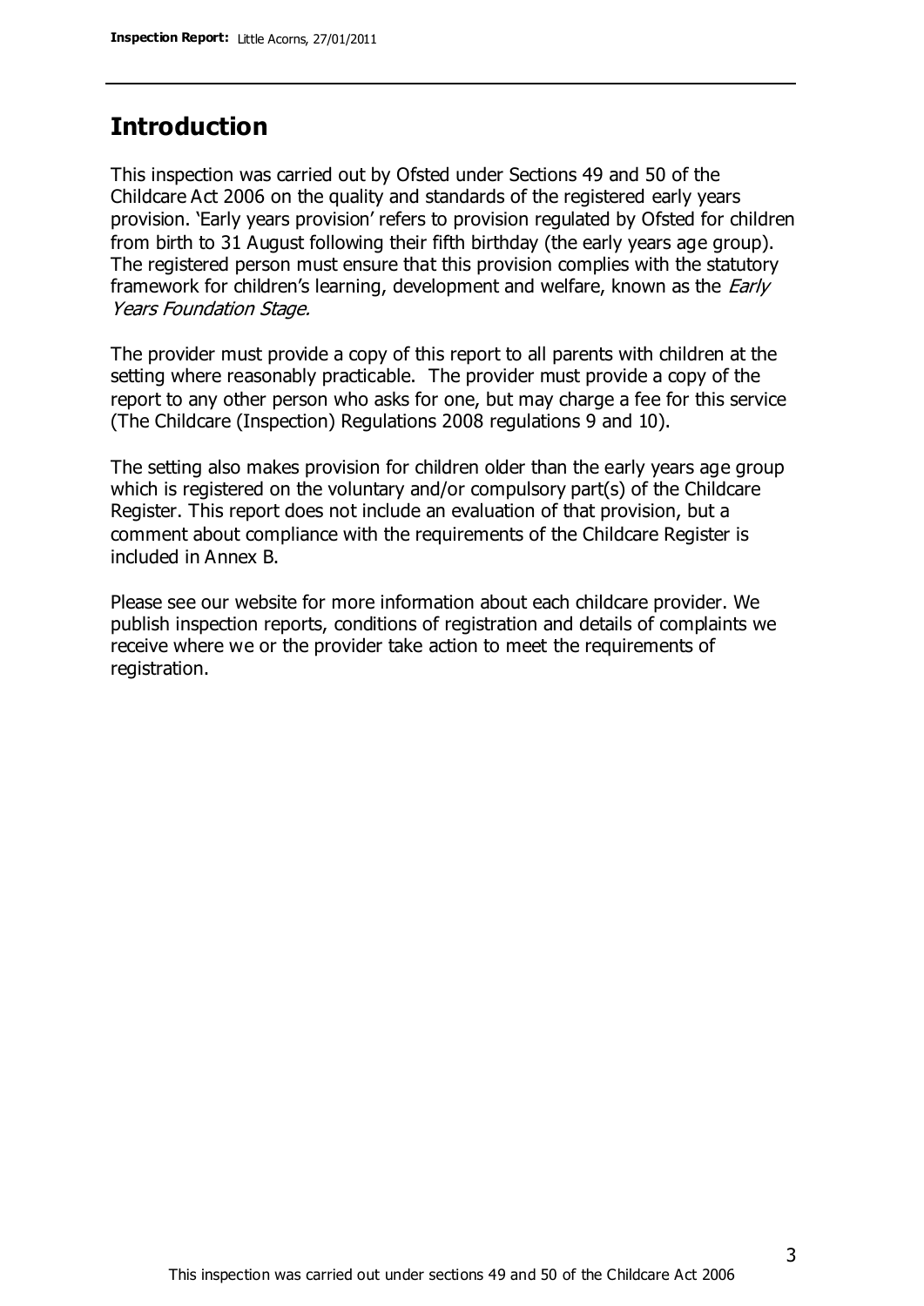## Introduction

This inspection was carried out by Ofsted under Sections 49 and 50 of the Childcare Act 2006 on the quality and standards of the registered early years provision. 'Early years provision' refers to provision regulated by Ofsted for children from birth to 31 August following their fifth birthday (the early years age group). The registered person must ensure that this provision complies with the statutory framework for children's learning, development and welfare, known as the *Early Years Foundation Stage.*

The provider must provide a copy of this report to all parents with children at the setting where reasonably practicable. The provider must provide a copy of the report to any other person who asks for one, but may charge a fee for this service (The Childcare (Inspection) Regulations 2008 regulations 9 and 10).

The setting also makes provision for children older than the early years age group which is registered on the voluntary and/or compulsory part(s) of the Childcare Register. This report does not include an evaluation of that provision, but a comment about compliance with the requirements of the Childcare Register is included in Annex B.

Please see our website for more information about each childcare provider. We publish inspection reports, conditions of registration and details of complaints we receive where we or the provider take action to meet the requirements of registration.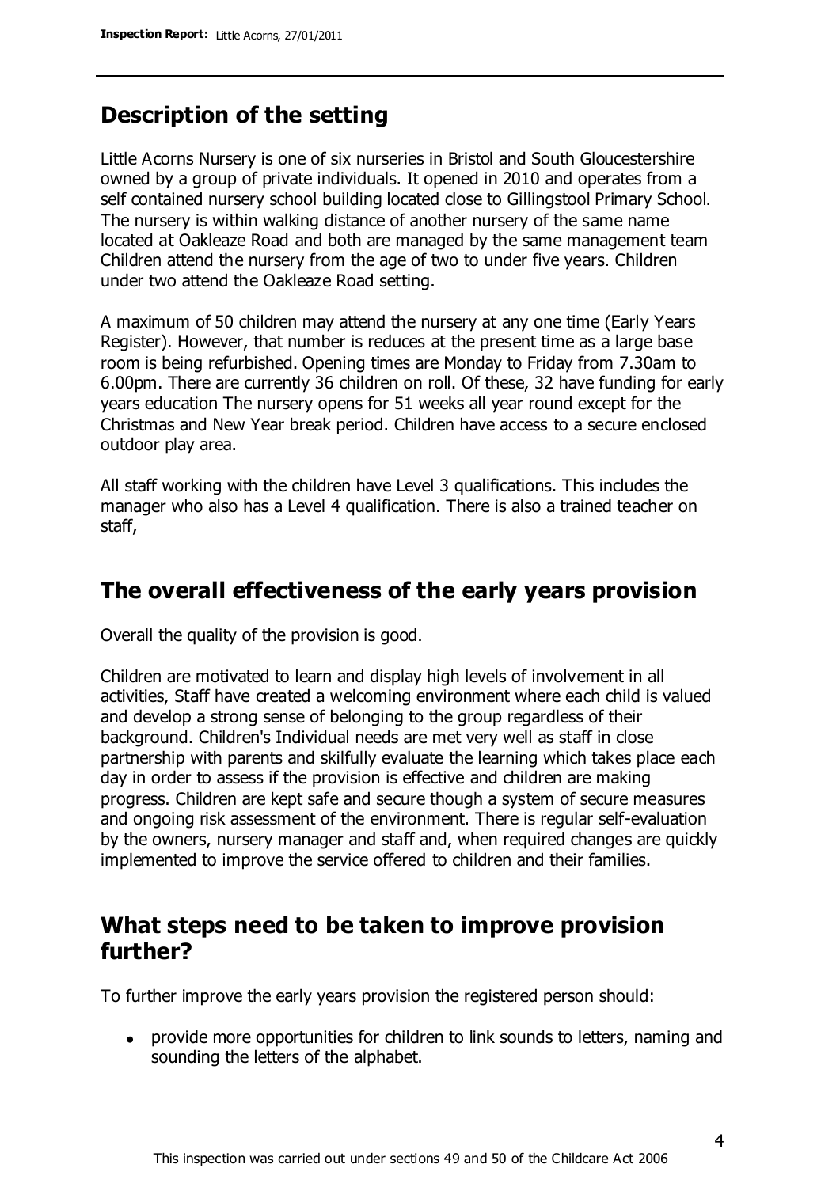## Description of the setting

Little Acorns Nursery is one of six nurseries in Bristol and South Gloucestershire owned by a group of private individuals. It opened in 2010 and operates from a self contained nursery school building located close to Gillingstool Primary School. The nursery is within walking distance of another nursery of the same name located at Oakleaze Road and both are managed by the same management team Children attend the nursery from the age of two to under five years. Children under two attend the Oakleaze Road setting.

A maximum of 50 children may attend the nursery at any one time (Early Years Register). However, that number is reduces at the present time as a large base room is being refurbished. Opening times are Monday to Friday from 7.30am to 6.00pm. There are currently 36 children on roll. Of these, 32 have funding for early years education The nursery opens for 51 weeks all year round except for the Christmas and New Year break period. Children have access to a secure enclosed outdoor play area.

All staff working with the children have Level 3 qualifications. This includes the manager who also has a Level 4 qualification. There is also a trained teacher on staff,

## The overall effectiveness of the early years provision

Overall the quality of the provision is good.

Children are motivated to learn and display high levels of involvement in all activities, Staff have created a welcoming environment where each child is valued and develop a strong sense of belonging to the group regardless of their background. Children's Individual needs are met very well as staff in close partnership with parents and skilfully evaluate the learning which takes place each day in order to assess if the provision is effective and children are making progress. Children are kept safe and secure though a system of secure measures and ongoing risk assessment of the environment. There is regular self-evaluation by the owners, nursery manager and staff and, when required changes are quickly implemented to improve the service offered to children and their families.

## What steps need to be taken to improve provision further?

To further improve the early years provision the registered person should:

- provide more opportunities for children to link sounds to letters, naming and sounding the letters of the alphabet.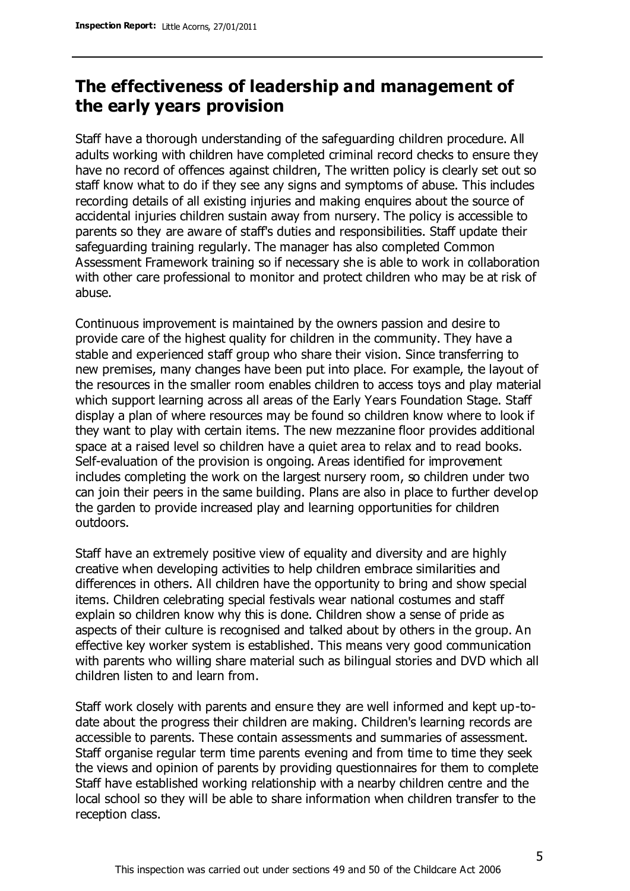## The effectiveness of leadership and management of the early years provision

Staff have a thorough understanding of the safeguarding children procedure. All adults working with children have completed criminal record checks to ensure they have no record of offences against children, The written policy is clearly set out so staff know what to do if they see any signs and symptoms of abuse. This includes recording details of all existing injuries and making enquires about the source of accidental injuries children sustain away from nursery. The policy is accessible to parents so they are aware of staff's duties and responsibilities. Staff update their safeguarding training regularly. The manager has also completed Common Assessment Framework training so if necessary she is able to work in collaboration with other care professional to monitor and protect children who may be at risk of abuse.

Continuous improvement is maintained by the owners passion and desire to provide care of the highest quality for children in the community. They have a stable and experienced staff group who share their vision. Since transferring to new premises, many changes have been put into place. For example, the layout of the resources in the smaller room enables children to access toys and play material which support learning across all areas of the Early Years Foundation Stage. Staff display a plan of where resources may be found so children know where to look if they want to play with certain items. The new mezzanine floor provides additional space at a raised level so children have a quiet area to relax and to read books. Self-evaluation of the provision is ongoing. Areas identified for improvement includes completing the work on the largest nursery room, so children under two can join their peers in the same building. Plans are also in place to further develop the garden to provide increased play and learning opportunities for children outdoors.

Staff have an extremely positive view of equality and diversity and are highly creative when developing activities to help children embrace similarities and differences in others. All children have the opportunity to bring and show special items. Children celebrating special festivals wear national costumes and staff explain so children know why this is done. Children show a sense of pride as aspects of their culture is recognised and talked about by others in the group. An effective key worker system is established. This means very good communication with parents who willing share material such as bilingual stories and DVD which all children listen to and learn from.

Staff work closely with parents and ensure they are well informed and kept up-to-date about the progress their children are making. Children's learning records are accessible to parents. These contain assessments and summaries of assessment. Staff organise regular term time parents evening and from time to time they seek the views and opinion of parents by providing questionnaires for them to complete Staff have established working relationship with a nearby children centre and the local school so they will be able to share information when children transfer to the reception class.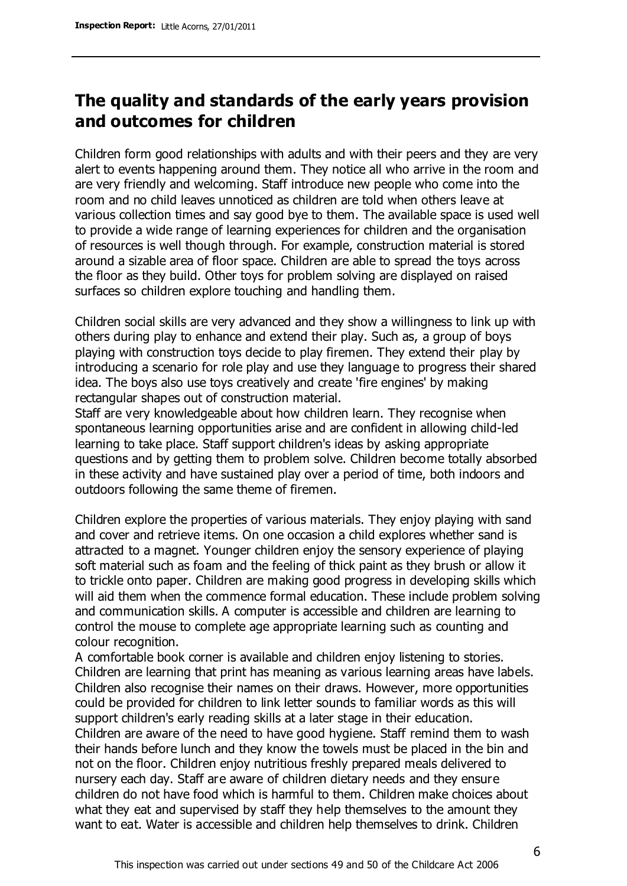## The quality and standards of the early years provision and outcomes for children

Children form good relationships with adults and with their peers and they are very alert to events happening around them. They notice all who arrive in the room and are very friendly and welcoming. Staff introduce new people who come into the room and no child leaves unnoticed as children are told when others leave at various collection times and say good bye to them. The available space is used well to provide a wide range of learning experiences for children and the organisation of resources is well though through. For example, construction material is stored around a sizable area of floor space. Children are able to spread the toys across the floor as they build. Other toys for problem solving are displayed on raised surfaces so children explore touching and handling them.

Children social skills are very advanced and they show a willingness to link up with others during play to enhance and extend their play. Such as, a group of boys playing with construction toys decide to play firemen. They extend their play by introducing a scenario for role play and use they language to progress their shared idea. The boys also use toys creatively and create 'fire engines' by making rectangular shapes out of construction material.
Staff are very knowledgeable about how children learn. They recognise when spontaneous learning opportunities arise and are confident in allowing child-led learning to take place. Staff support children's ideas by asking appropriate questions and by getting them to problem solve. Children become totally absorbed in these activity and have sustained play over a period of time, both indoors and outdoors following the same theme of firemen.

Children explore the properties of various materials. They enjoy playing with sand and cover and retrieve items. On one occasion a child explores whether sand is attracted to a magnet. Younger children enjoy the sensory experience of playing soft material such as foam and the feeling of thick paint as they brush or allow it to trickle onto paper. Children are making good progress in developing skills which will aid them when the commence formal education. These include problem solving and communication skills. A computer is accessible and children are learning to control the mouse to complete age appropriate learning such as counting and colour recognition.
A comfortable book corner is available and children enjoy listening to stories. Children are learning that print has meaning as various learning areas have labels. Children also recognise their names on their draws. However, more opportunities could be provided for children to link letter sounds to familiar words as this will support children's early reading skills at a later stage in their education.
Children are aware of the need to have good hygiene. Staff remind them to wash their hands before lunch and they know the towels must be placed in the bin and not on the floor. Children enjoy nutritious freshly prepared meals delivered to nursery each day. Staff are aware of children dietary needs and they ensure children do not have food which is harmful to them. Children make choices about what they eat and supervised by staff they help themselves to the amount they want to eat. Water is accessible and children help themselves to drink. Children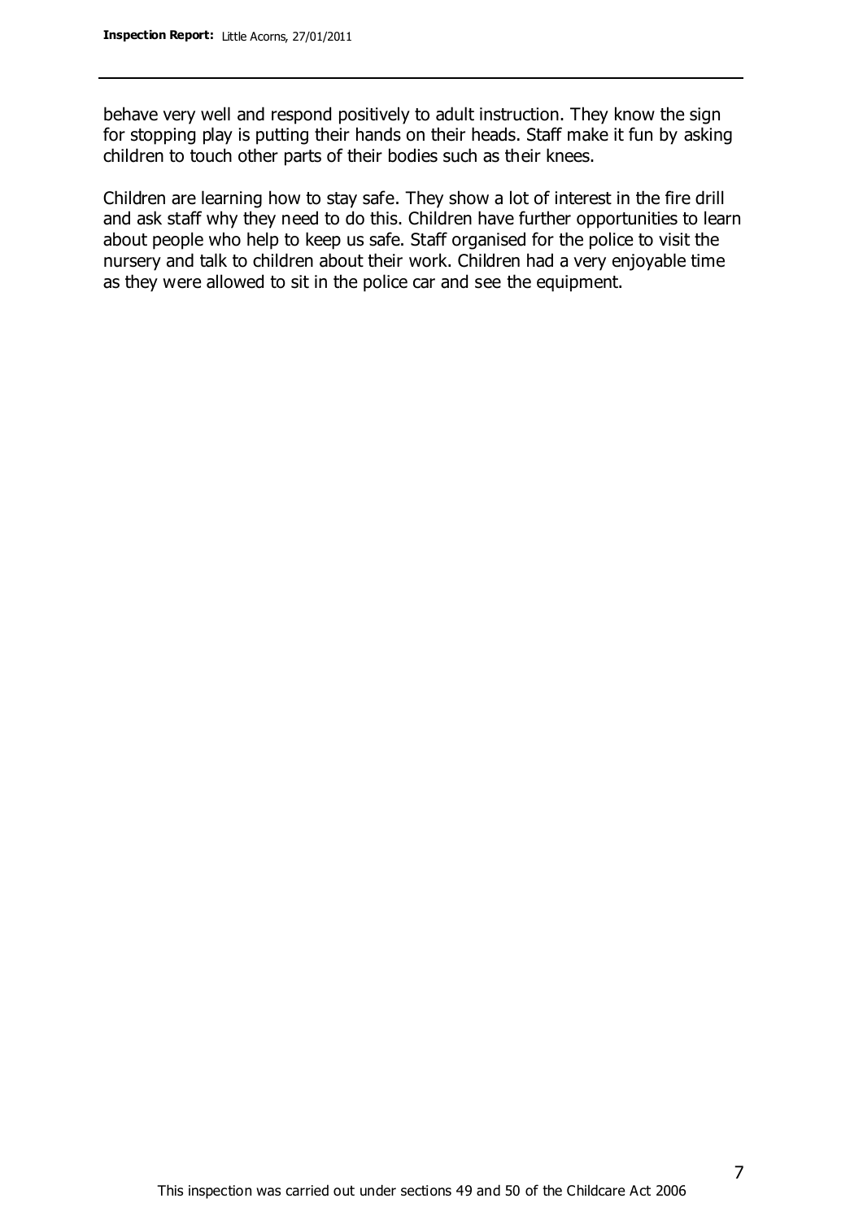behave very well and respond positively to adult instruction. They know the sign for stopping play is putting their hands on their heads. Staff make it fun by asking children to touch other parts of their bodies such as their knees.

Children are learning how to stay safe. They show a lot of interest in the fire drill and ask staff why they need to do this. Children have further opportunities to learn about people who help to keep us safe. Staff organised for the police to visit the nursery and talk to children about their work. Children had a very enjoyable time as they were allowed to sit in the police car and see the equipment.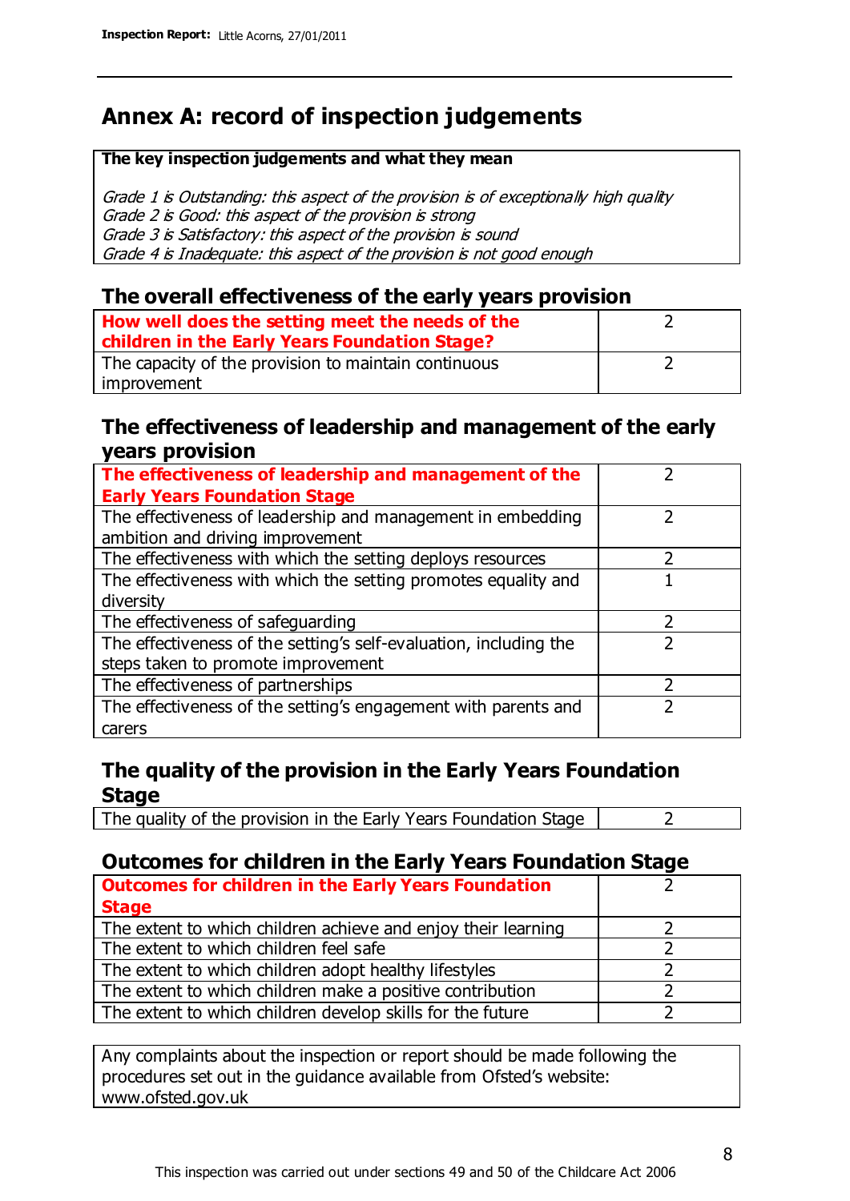# Annex A: record of inspection judgements

| The key inspection judgements and what they mean |
|---|
| *Grade 1 is Outstanding: this aspect of the provision is of exceptionally high quality*<br>*Grade 2 is Good: this aspect of the provision is strong*<br>*Grade 3 is Satisfactory: this aspect of the provision is sound*<br>*Grade 4 is Inadequate: this aspect of the provision is not good enough* |

## The overall effectiveness of the early years provision

| | |
|---|---|
| **How well does the setting meet the needs of the children in the Early Years Foundation Stage?** | 2 |
| The capacity of the provision to maintain continuous improvement | 2 |

## The effectiveness of leadership and management of the early years provision

| | |
|---|---|
| **The effectiveness of leadership and management of the Early Years Foundation Stage** | 2 |
| The effectiveness of leadership and management in embedding ambition and driving improvement | 2 |
| The effectiveness with which the setting deploys resources | 2 |
| The effectiveness with which the setting promotes equality and diversity | 1 |
| The effectiveness of safeguarding | 2 |
| The effectiveness of the setting's self-evaluation, including the steps taken to promote improvement | 2 |
| The effectiveness of partnerships | 2 |
| The effectiveness of the setting's engagement with parents and carers | 2 |

## The quality of the provision in the Early Years Foundation Stage

| | |
|---|---|
| The quality of the provision in the Early Years Foundation Stage | 2 |

## Outcomes for children in the Early Years Foundation Stage

| | |
|---|---|
| **Outcomes for children in the Early Years Foundation Stage** | 2 |
| The extent to which children achieve and enjoy their learning | 2 |
| The extent to which children feel safe | 2 |
| The extent to which children adopt healthy lifestyles | 2 |
| The extent to which children make a positive contribution | 2 |
| The extent to which children develop skills for the future | 2 |

Any complaints about the inspection or report should be made following the procedures set out in the guidance available from Ofsted's website: www.ofsted.gov.uk

This inspection was carried out under sections 49 and 50 of the Childcare Act 2006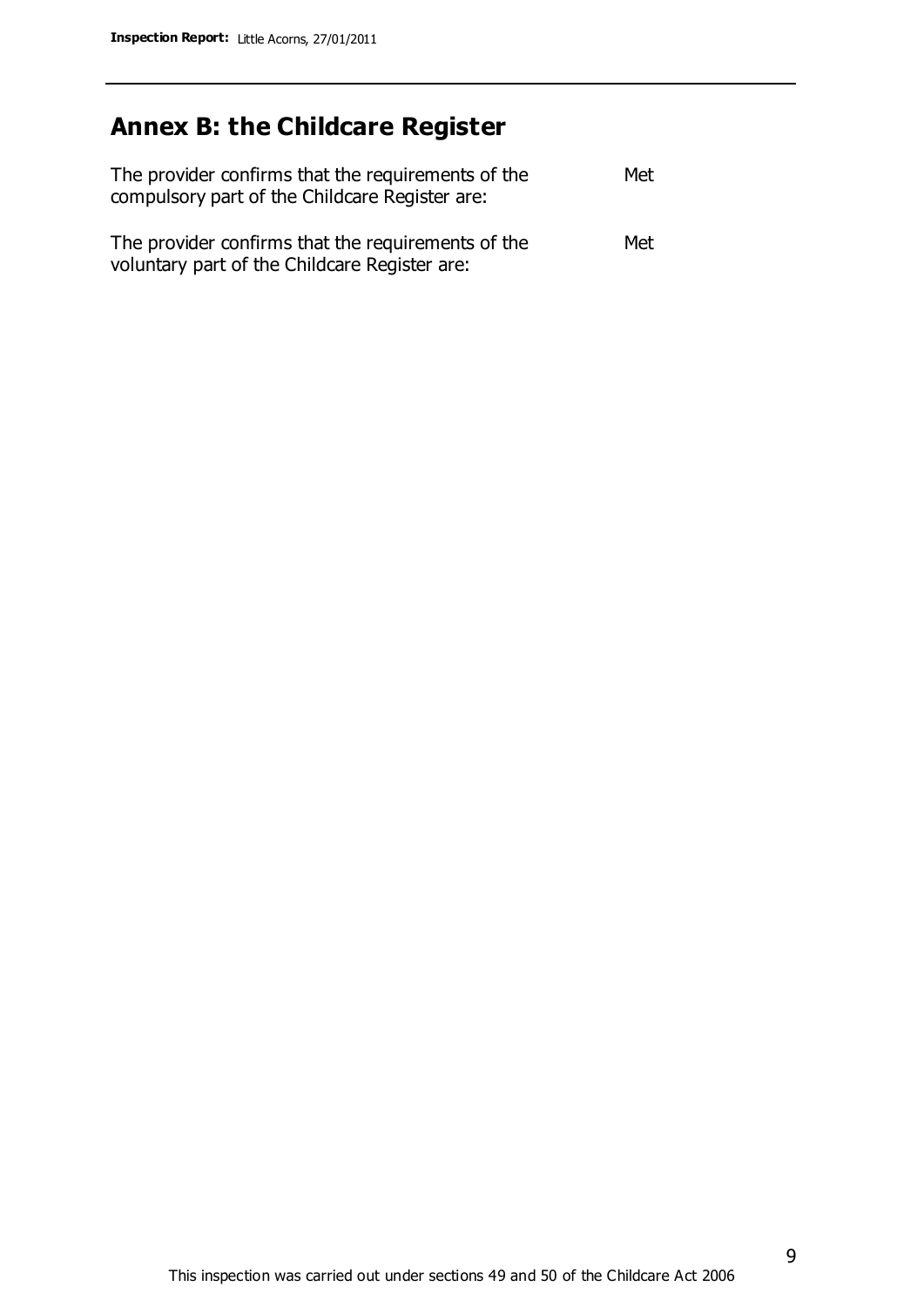## Annex B: the Childcare Register

| | |
|---|---|
| The provider confirms that the requirements of the compulsory part of the Childcare Register are: | Met |
| The provider confirms that the requirements of the voluntary part of the Childcare Register are: | Met |

This inspection was carried out under sections 49 and 50 of the Childcare Act 2006